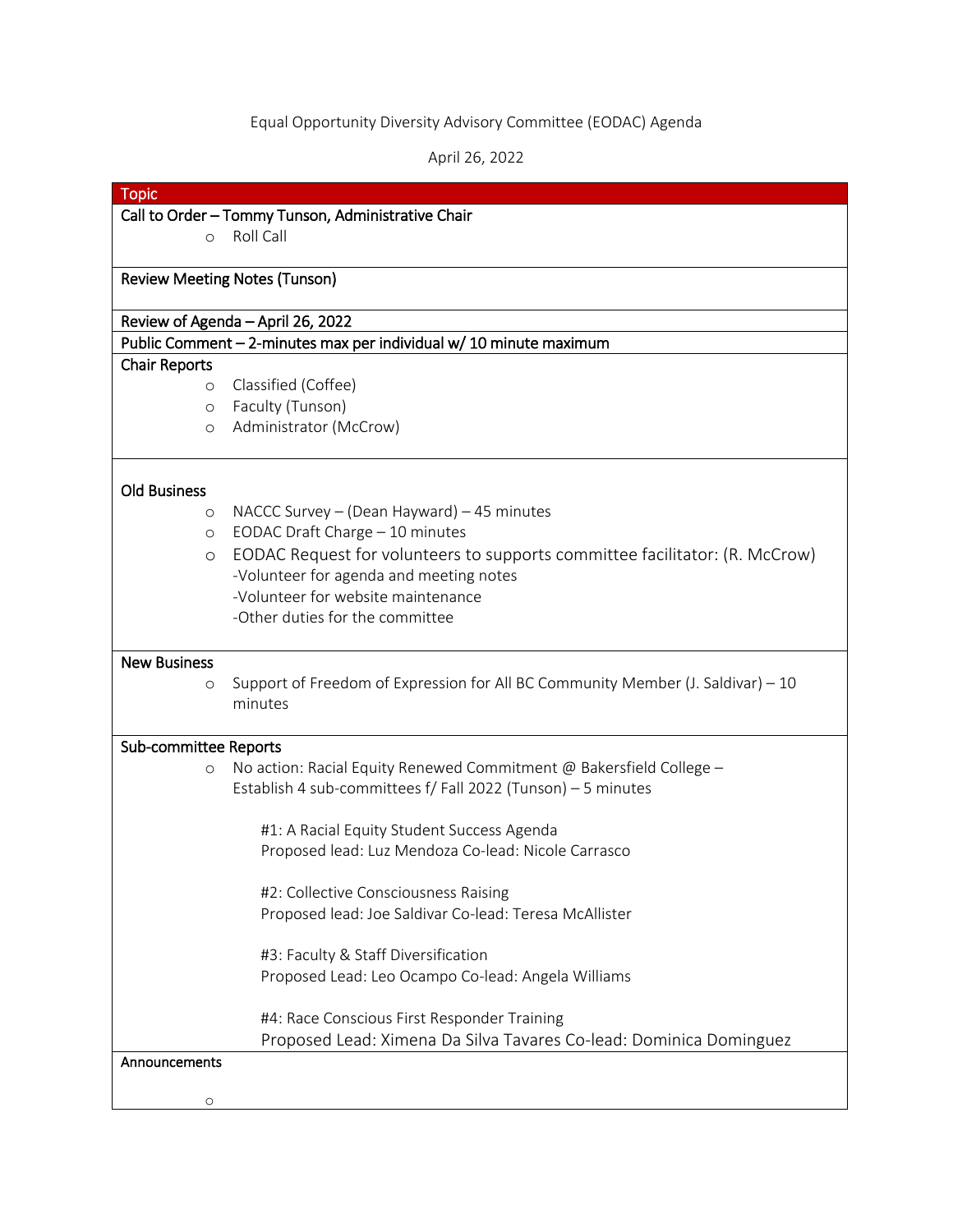Equal Opportunity Diversity Advisory Committee (EODAC) Agenda

April 26, 2022

| Topic |
| --- |
| **Call to Order – Tommy Tunson, Administrative Chair**<br>○ Roll Call |
| **Review Meeting Notes (Tunson)** |
| **Review of Agenda – April 26, 2022** |
| **Public Comment – 2-minutes max per individual w/ 10 minute maximum** |
| **Chair Reports**<br>○ Classified (Coffee)<br>○ Faculty (Tunson)<br>○ Administrator (McCrow) |
| **Old Business**<br>○ NACCC Survey – (Dean Hayward) – 45 minutes<br>○ EODAC Draft Charge – 10 minutes<br>○ EODAC Request for volunteers to supports committee facilitator: (R. McCrow)<br>-Volunteer for agenda and meeting notes<br>-Volunteer for website maintenance<br>-Other duties for the committee |
| **New Business**<br>○ Support of Freedom of Expression for All BC Community Member (J. Saldivar) – 10 minutes |
| **Sub-committee Reports**<br>○ No action: Racial Equity Renewed Commitment @ Bakersfield College – Establish 4 sub-committees f/ Fall 2022 (Tunson) – 5 minutes<br><br>#1: A Racial Equity Student Success Agenda<br>Proposed lead: Luz Mendoza Co-lead: Nicole Carrasco<br><br>#2: Collective Consciousness Raising<br>Proposed lead: Joe Saldivar Co-lead: Teresa McAllister<br><br>#3: Faculty & Staff Diversification<br>Proposed Lead: Leo Ocampo Co-lead: Angela Williams<br><br>#4: Race Conscious First Responder Training<br>Proposed Lead: Ximena Da Silva Tavares Co-lead: Dominica Dominguez |
| **Announcements**<br>○ |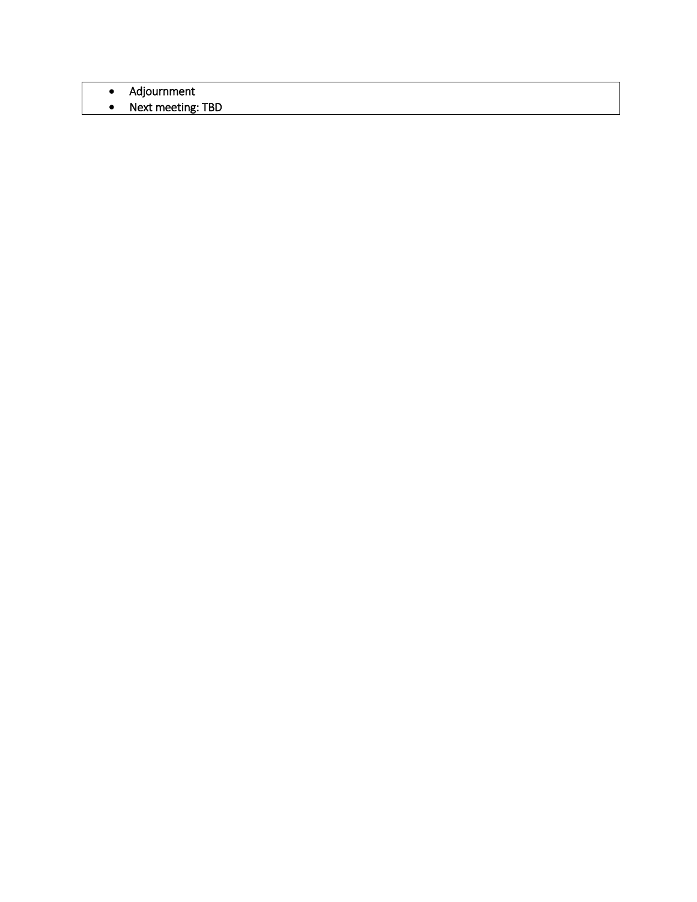- Adjournment
- Next meeting: TBD